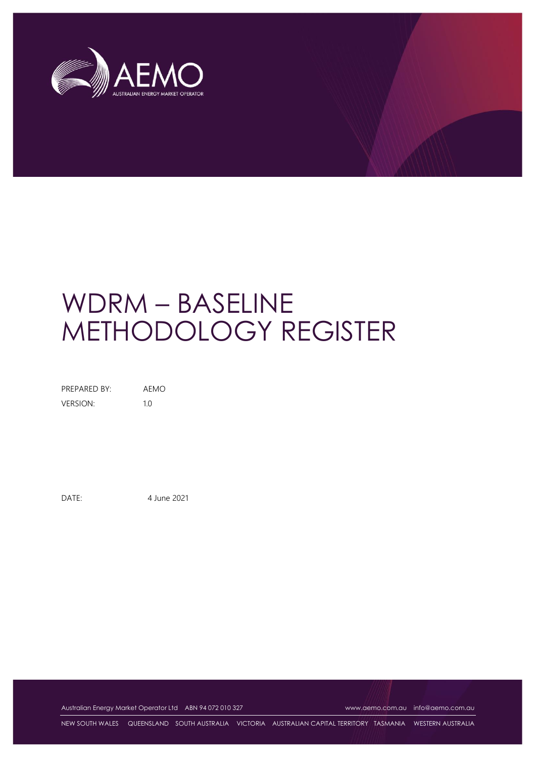# WDRM – BASELINE METHODOLOGY REGISTER

PREPARED BY: AEMO

VERSION: 1.0

DATE: 4 June 2021

Australian Energy Market Operator Ltd ABN 94 072 010 327 www.aemo.com.au info@aemo.com.au

NEW SOUTH WALES QUEENSLAND SOUTH AUSTRALIA VICTORIA AUSTRALIAN CAPITAL TERRITORY TASMANIA WESTERN AUSTRALIA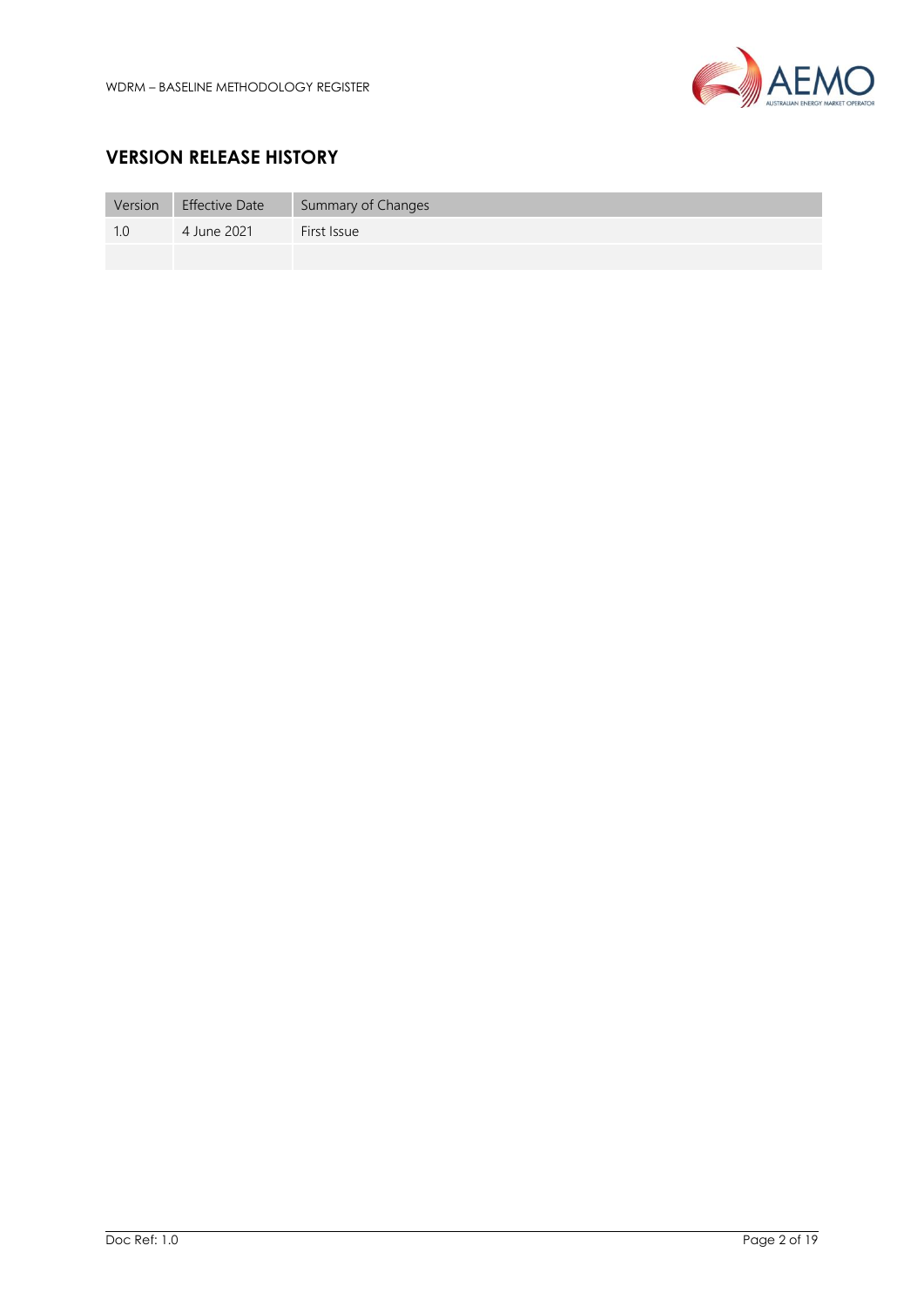## VERSION RELEASE HISTORY

| Version | Effective Date | Summary of Changes |
|---|---|---|
| 1.0 | 4 June 2021 | First Issue |
| | | |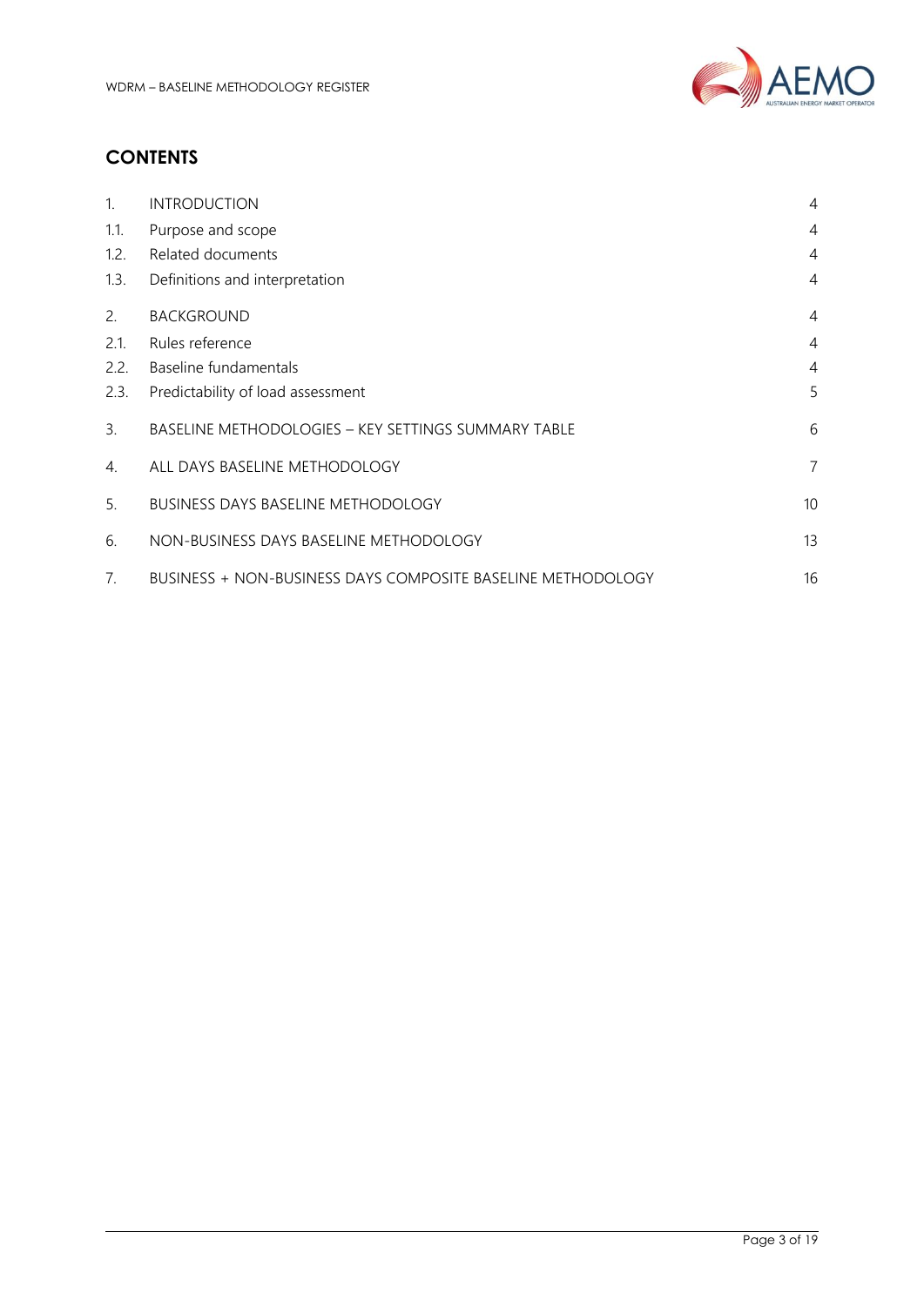## CONTENTS

| | | |
|---|---|---|
| 1. | INTRODUCTION | 4 |
| 1.1. | Purpose and scope | 4 |
| 1.2. | Related documents | 4 |
| 1.3. | Definitions and interpretation | 4 |
| 2. | BACKGROUND | 4 |
| 2.1. | Rules reference | 4 |
| 2.2. | Baseline fundamentals | 4 |
| 2.3. | Predictability of load assessment | 5 |
| 3. | BASELINE METHODOLOGIES – KEY SETTINGS SUMMARY TABLE | 6 |
| 4. | ALL DAYS BASELINE METHODOLOGY | 7 |
| 5. | BUSINESS DAYS BASELINE METHODOLOGY | 10 |
| 6. | NON-BUSINESS DAYS BASELINE METHODOLOGY | 13 |
| 7. | BUSINESS + NON-BUSINESS DAYS COMPOSITE BASELINE METHODOLOGY | 16 |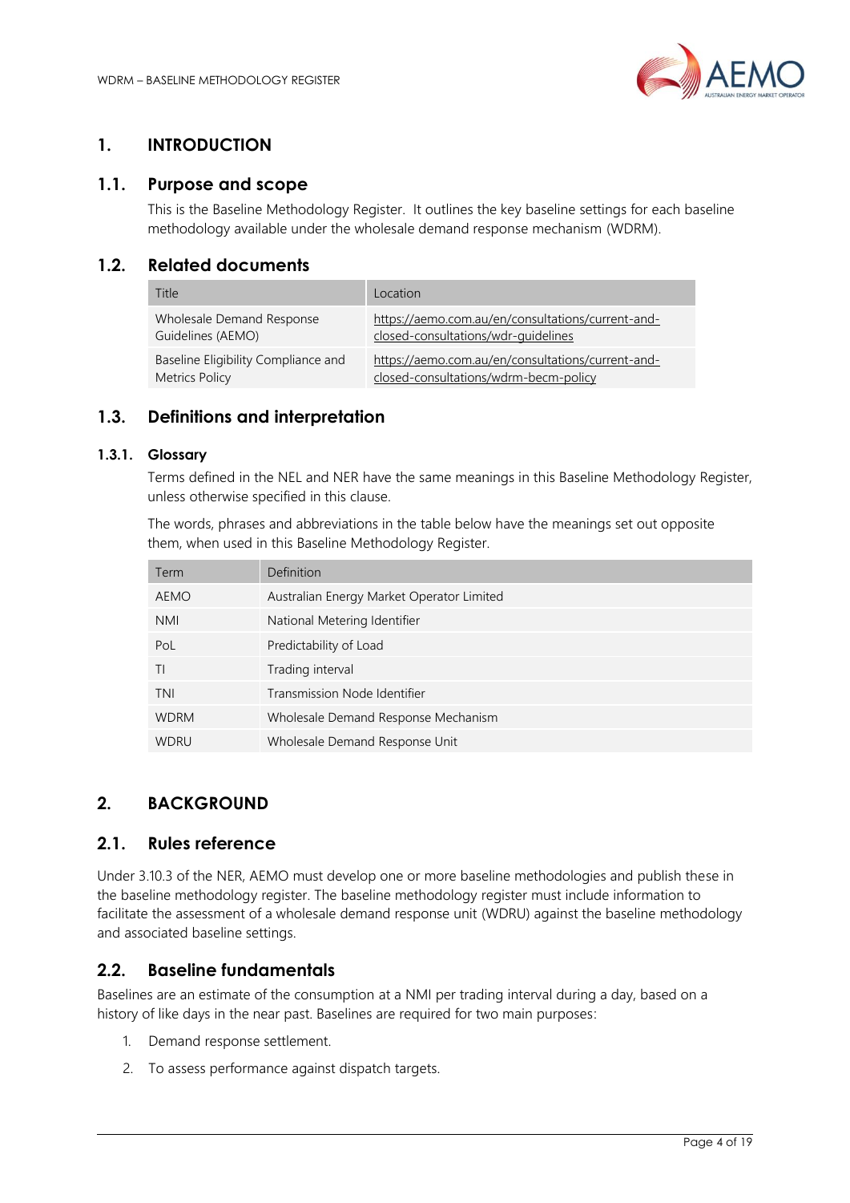# 1. INTRODUCTION

## 1.1. Purpose and scope

This is the Baseline Methodology Register. It outlines the key baseline settings for each baseline methodology available under the wholesale demand response mechanism (WDRM).

## 1.2. Related documents

| Title | Location |
|---|---|
| Wholesale Demand Response Guidelines (AEMO) | https://aemo.com.au/en/consultations/current-and-closed-consultations/wdr-guidelines |
| Baseline Eligibility Compliance and Metrics Policy | https://aemo.com.au/en/consultations/current-and-closed-consultations/wdrm-becm-policy |

## 1.3. Definitions and interpretation

### 1.3.1. Glossary

Terms defined in the NEL and NER have the same meanings in this Baseline Methodology Register, unless otherwise specified in this clause.

The words, phrases and abbreviations in the table below have the meanings set out opposite them, when used in this Baseline Methodology Register.

| Term | Definition |
|---|---|
| AEMO | Australian Energy Market Operator Limited |
| NMI | National Metering Identifier |
| PoL | Predictability of Load |
| TI | Trading interval |
| TNI | Transmission Node Identifier |
| WDRM | Wholesale Demand Response Mechanism |
| WDRU | Wholesale Demand Response Unit |

# 2. BACKGROUND

## 2.1. Rules reference

Under 3.10.3 of the NER, AEMO must develop one or more baseline methodologies and publish these in the baseline methodology register. The baseline methodology register must include information to facilitate the assessment of a wholesale demand response unit (WDRU) against the baseline methodology and associated baseline settings.

## 2.2. Baseline fundamentals

Baselines are an estimate of the consumption at a NMI per trading interval during a day, based on a history of like days in the near past. Baselines are required for two main purposes:

1. Demand response settlement.
2. To assess performance against dispatch targets.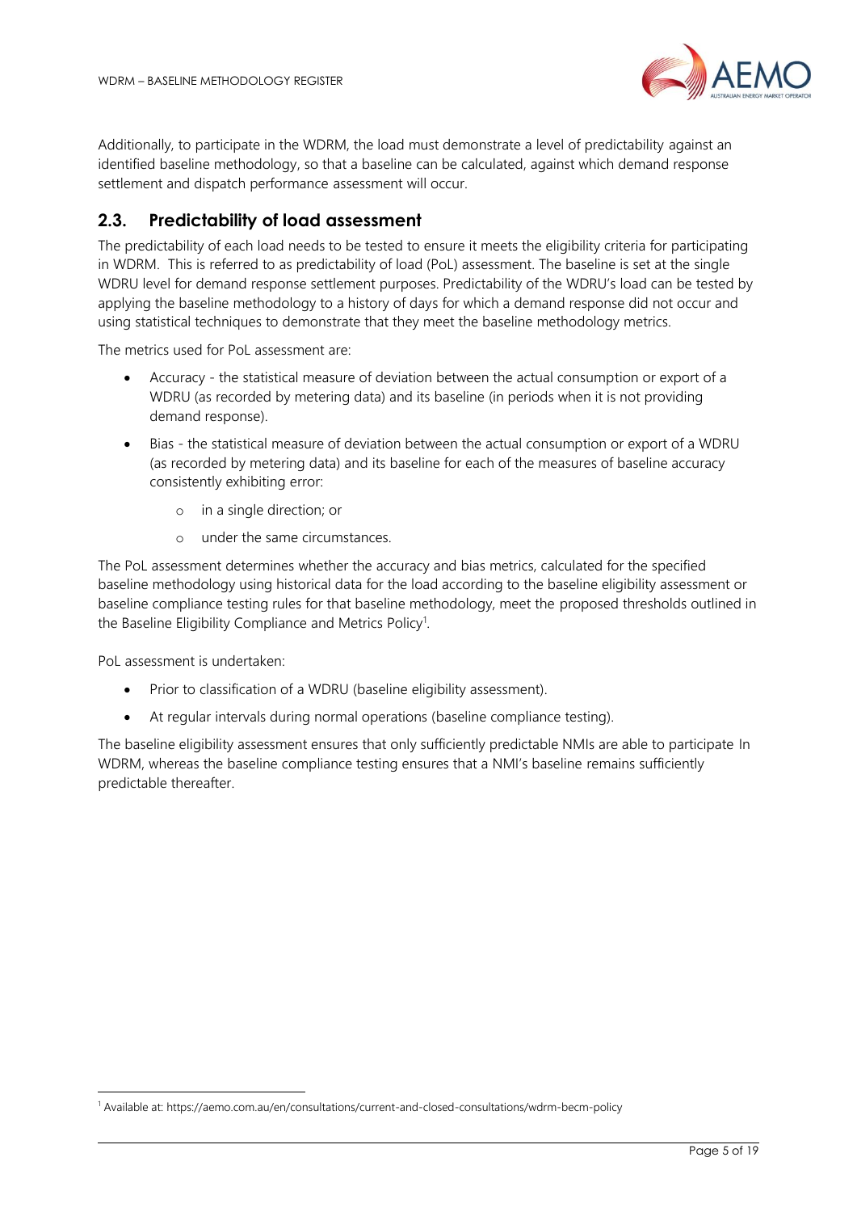Additionally, to participate in the WDRM, the load must demonstrate a level of predictability against an identified baseline methodology, so that a baseline can be calculated, against which demand response settlement and dispatch performance assessment will occur.

## 2.3. Predictability of load assessment

The predictability of each load needs to be tested to ensure it meets the eligibility criteria for participating in WDRM. This is referred to as predictability of load (PoL) assessment. The baseline is set at the single WDRU level for demand response settlement purposes. Predictability of the WDRU's load can be tested by applying the baseline methodology to a history of days for which a demand response did not occur and using statistical techniques to demonstrate that they meet the baseline methodology metrics.

The metrics used for PoL assessment are:

- Accuracy - the statistical measure of deviation between the actual consumption or export of a WDRU (as recorded by metering data) and its baseline (in periods when it is not providing demand response).
- Bias - the statistical measure of deviation between the actual consumption or export of a WDRU (as recorded by metering data) and its baseline for each of the measures of baseline accuracy consistently exhibiting error:
  - in a single direction; or
  - under the same circumstances.

The PoL assessment determines whether the accuracy and bias metrics, calculated for the specified baseline methodology using historical data for the load according to the baseline eligibility assessment or baseline compliance testing rules for that baseline methodology, meet the proposed thresholds outlined in the Baseline Eligibility Compliance and Metrics Policy[1].

PoL assessment is undertaken:

- Prior to classification of a WDRU (baseline eligibility assessment).
- At regular intervals during normal operations (baseline compliance testing).

The baseline eligibility assessment ensures that only sufficiently predictable NMIs are able to participate In WDRM, whereas the baseline compliance testing ensures that a NMI's baseline remains sufficiently predictable thereafter.

[1] Available at: https://aemo.com.au/en/consultations/current-and-closed-consultations/wdrm-becm-policy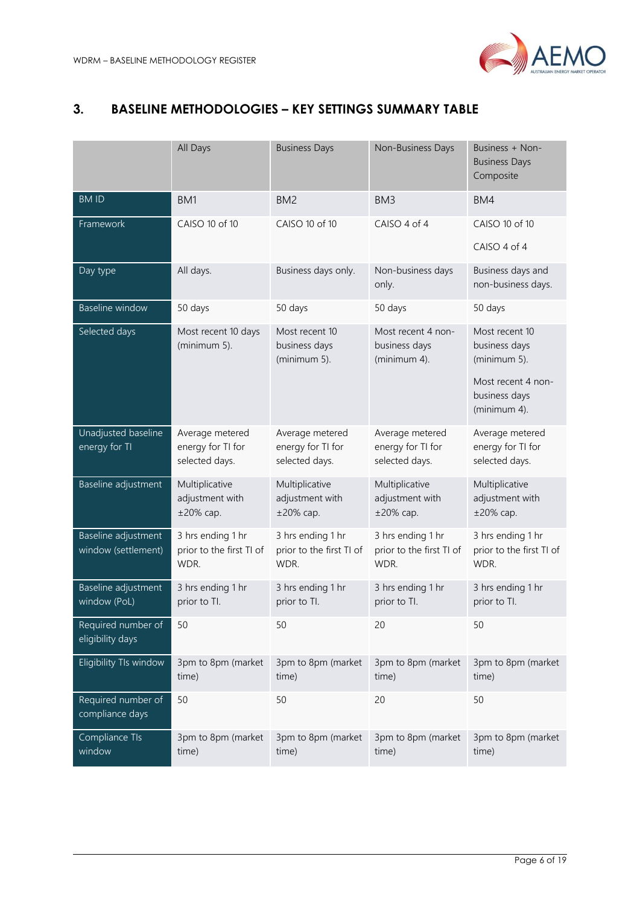## 3. BASELINE METHODOLOGIES – KEY SETTINGS SUMMARY TABLE

| | All Days | Business Days | Non-Business Days | Business + Non-Business Days Composite |
|---|---|---|---|---|
| BM ID | BM1 | BM2 | BM3 | BM4 |
| Framework | CAISO 10 of 10 | CAISO 10 of 10 | CAISO 4 of 4 | CAISO 10 of 10<br><br>CAISO 4 of 4 |
| Day type | All days. | Business days only. | Non-business days only. | Business days and non-business days. |
| Baseline window | 50 days | 50 days | 50 days | 50 days |
| Selected days | Most recent 10 days (minimum 5). | Most recent 10 business days (minimum 5). | Most recent 4 non-business days (minimum 4). | Most recent 10 business days (minimum 5).<br><br>Most recent 4 non-business days (minimum 4). |
| Unadjusted baseline energy for TI | Average metered energy for TI for selected days. | Average metered energy for TI for selected days. | Average metered energy for TI for selected days. | Average metered energy for TI for selected days. |
| Baseline adjustment | Multiplicative adjustment with ±20% cap. | Multiplicative adjustment with ±20% cap. | Multiplicative adjustment with ±20% cap. | Multiplicative adjustment with ±20% cap. |
| Baseline adjustment window (settlement) | 3 hrs ending 1 hr prior to the first TI of WDR. | 3 hrs ending 1 hr prior to the first TI of WDR. | 3 hrs ending 1 hr prior to the first TI of WDR. | 3 hrs ending 1 hr prior to the first TI of WDR. |
| Baseline adjustment window (PoL) | 3 hrs ending 1 hr prior to TI. | 3 hrs ending 1 hr prior to TI. | 3 hrs ending 1 hr prior to TI. | 3 hrs ending 1 hr prior to TI. |
| Required number of eligibility days | 50 | 50 | 20 | 50 |
| Eligibility TIs window | 3pm to 8pm (market time) | 3pm to 8pm (market time) | 3pm to 8pm (market time) | 3pm to 8pm (market time) |
| Required number of compliance days | 50 | 50 | 20 | 50 |
| Compliance TIs window | 3pm to 8pm (market time) | 3pm to 8pm (market time) | 3pm to 8pm (market time) | 3pm to 8pm (market time) |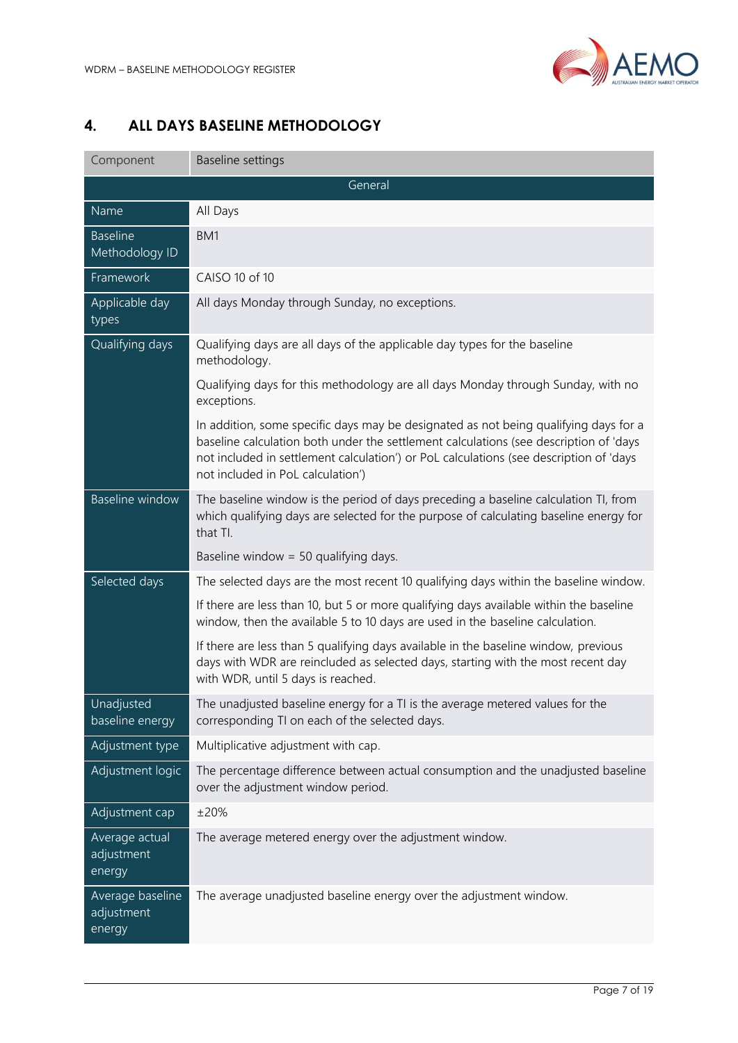## 4. ALL DAYS BASELINE METHODOLOGY

| Component | Baseline settings |
|---|---|
| General | |
| Name | All Days |
| Baseline Methodology ID | BM1 |
| Framework | CAISO 10 of 10 |
| Applicable day types | All days Monday through Sunday, no exceptions. |
| Qualifying days | Qualifying days are all days of the applicable day types for the baseline methodology.<br><br>Qualifying days for this methodology are all days Monday through Sunday, with no exceptions.<br><br>In addition, some specific days may be designated as not being qualifying days for a baseline calculation both under the settlement calculations (see description of 'days not included in settlement calculation') or PoL calculations (see description of 'days not included in PoL calculation') |
| Baseline window | The baseline window is the period of days preceding a baseline calculation TI, from which qualifying days are selected for the purpose of calculating baseline energy for that TI.<br><br>Baseline window = 50 qualifying days. |
| Selected days | The selected days are the most recent 10 qualifying days within the baseline window.<br><br>If there are less than 10, but 5 or more qualifying days available within the baseline window, then the available 5 to 10 days are used in the baseline calculation.<br><br>If there are less than 5 qualifying days available in the baseline window, previous days with WDR are reincluded as selected days, starting with the most recent day with WDR, until 5 days is reached. |
| Unadjusted baseline energy | The unadjusted baseline energy for a TI is the average metered values for the corresponding TI on each of the selected days. |
| Adjustment type | Multiplicative adjustment with cap. |
| Adjustment logic | The percentage difference between actual consumption and the unadjusted baseline over the adjustment window period. |
| Adjustment cap | ±20% |
| Average actual adjustment energy | The average metered energy over the adjustment window. |
| Average baseline adjustment energy | The average unadjusted baseline energy over the adjustment window. |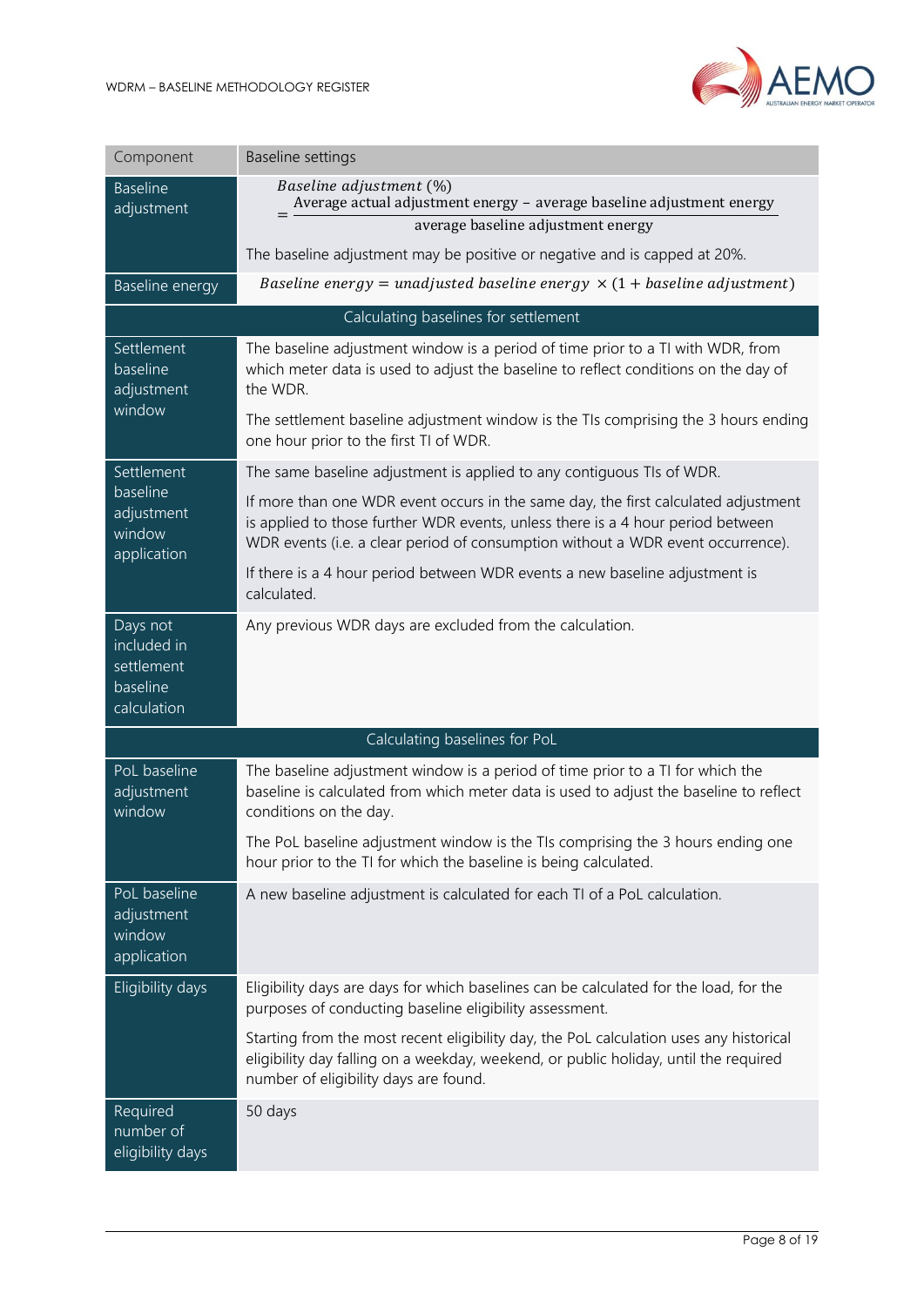| Component | Baseline settings |
| --- | --- |
| Baseline adjustment | $$\textit{Baseline adjustment } (\%) = \frac{\text{Average actual adjustment energy} - \text{average baseline adjustment energy}}{\text{average baseline adjustment energy}}$$ The baseline adjustment may be positive or negative and is capped at 20%. |
| Baseline energy | $$\textit{Baseline energy} = \textit{unadjusted baseline energy} \times (1 + \textit{baseline adjustment})$$ |
| **Calculating baselines for settlement** | |
| Settlement baseline adjustment window | The baseline adjustment window is a period of time prior to a TI with WDR, from which meter data is used to adjust the baseline to reflect conditions on the day of the WDR. The settlement baseline adjustment window is the TIs comprising the 3 hours ending one hour prior to the first TI of WDR. |
| Settlement baseline adjustment window application | The same baseline adjustment is applied to any contiguous TIs of WDR. If more than one WDR event occurs in the same day, the first calculated adjustment is applied to those further WDR events, unless there is a 4 hour period between WDR events (i.e. a clear period of consumption without a WDR event occurrence). If there is a 4 hour period between WDR events a new baseline adjustment is calculated. |
| Days not included in settlement baseline calculation | Any previous WDR days are excluded from the calculation. |
| **Calculating baselines for PoL** | |
| PoL baseline adjustment window | The baseline adjustment window is a period of time prior to a TI for which the baseline is calculated from which meter data is used to adjust the baseline to reflect conditions on the day. The PoL baseline adjustment window is the TIs comprising the 3 hours ending one hour prior to the TI for which the baseline is being calculated. |
| PoL baseline adjustment window application | A new baseline adjustment is calculated for each TI of a PoL calculation. |
| Eligibility days | Eligibility days are days for which baselines can be calculated for the load, for the purposes of conducting baseline eligibility assessment. Starting from the most recent eligibility day, the PoL calculation uses any historical eligibility day falling on a weekday, weekend, or public holiday, until the required number of eligibility days are found. |
| Required number of eligibility days | 50 days |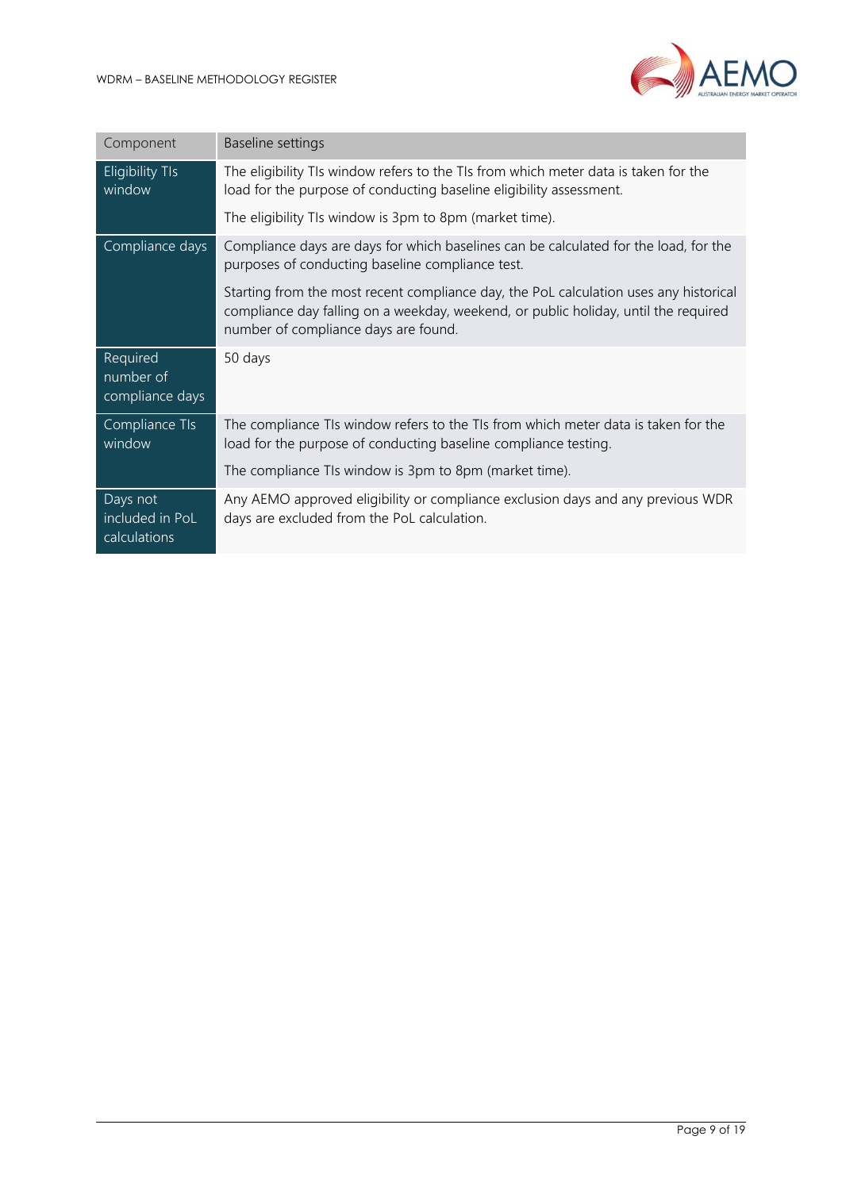| Component | Baseline settings |
| --- | --- |
| Eligibility TIs window | The eligibility TIs window refers to the TIs from which meter data is taken for the load for the purpose of conducting baseline eligibility assessment.<br><br>The eligibility TIs window is 3pm to 8pm (market time). |
| Compliance days | Compliance days are days for which baselines can be calculated for the load, for the purposes of conducting baseline compliance test.<br><br>Starting from the most recent compliance day, the PoL calculation uses any historical compliance day falling on a weekday, weekend, or public holiday, until the required number of compliance days are found. |
| Required number of compliance days | 50 days |
| Compliance TIs window | The compliance TIs window refers to the TIs from which meter data is taken for the load for the purpose of conducting baseline compliance testing.<br><br>The compliance TIs window is 3pm to 8pm (market time). |
| Days not included in PoL calculations | Any AEMO approved eligibility or compliance exclusion days and any previous WDR days are excluded from the PoL calculation. |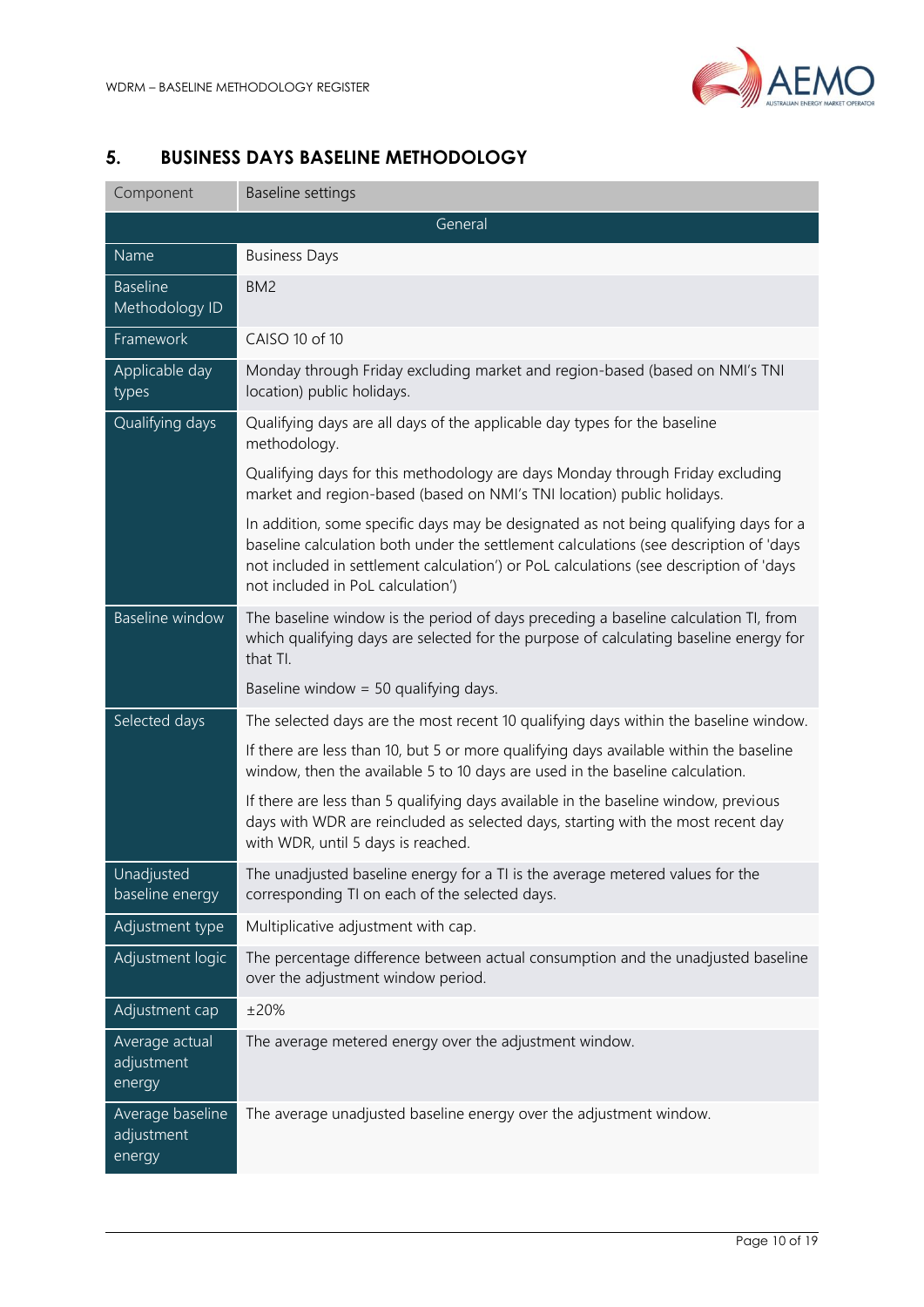## 5. BUSINESS DAYS BASELINE METHODOLOGY

| Component | Baseline settings |
|---|---|
| **General** | |
| Name | Business Days |
| Baseline Methodology ID | BM2 |
| Framework | CAISO 10 of 10 |
| Applicable day types | Monday through Friday excluding market and region-based (based on NMI's TNI location) public holidays. |
| Qualifying days | Qualifying days are all days of the applicable day types for the baseline methodology.<br><br>Qualifying days for this methodology are days Monday through Friday excluding market and region-based (based on NMI's TNI location) public holidays.<br><br>In addition, some specific days may be designated as not being qualifying days for a baseline calculation both under the settlement calculations (see description of 'days not included in settlement calculation') or PoL calculations (see description of 'days not included in PoL calculation') |
| Baseline window | The baseline window is the period of days preceding a baseline calculation TI, from which qualifying days are selected for the purpose of calculating baseline energy for that TI.<br><br>Baseline window = 50 qualifying days. |
| Selected days | The selected days are the most recent 10 qualifying days within the baseline window.<br><br>If there are less than 10, but 5 or more qualifying days available within the baseline window, then the available 5 to 10 days are used in the baseline calculation.<br><br>If there are less than 5 qualifying days available in the baseline window, previous days with WDR are reincluded as selected days, starting with the most recent day with WDR, until 5 days is reached. |
| Unadjusted baseline energy | The unadjusted baseline energy for a TI is the average metered values for the corresponding TI on each of the selected days. |
| Adjustment type | Multiplicative adjustment with cap. |
| Adjustment logic | The percentage difference between actual consumption and the unadjusted baseline over the adjustment window period. |
| Adjustment cap | ±20% |
| Average actual adjustment energy | The average metered energy over the adjustment window. |
| Average baseline adjustment energy | The average unadjusted baseline energy over the adjustment window. |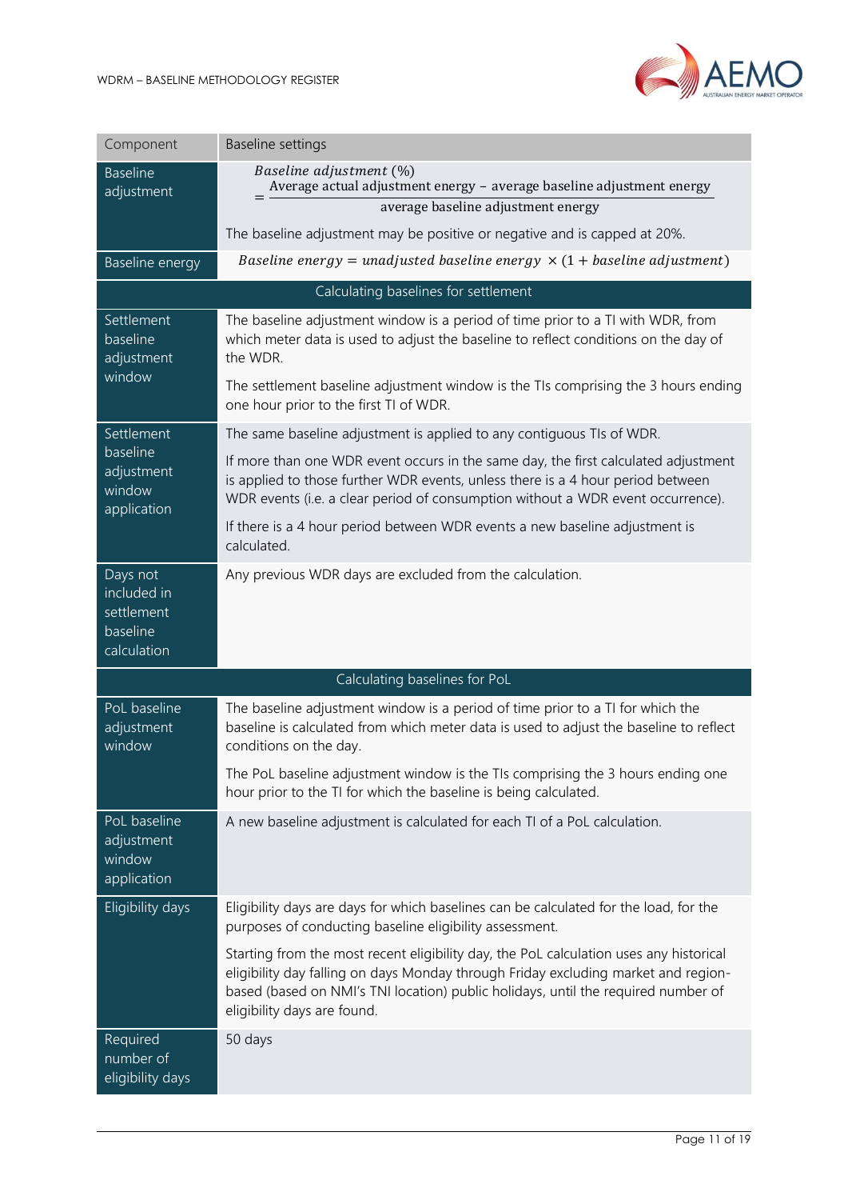| Component | Baseline settings |
| --- | --- |
| Baseline adjustment | $\textit{Baseline adjustment}\ (\%) = \dfrac{\text{Average actual adjustment energy} - \text{average baseline adjustment energy}}{\text{average baseline adjustment energy}}$<br><br>The baseline adjustment may be positive or negative and is capped at 20%. |
| Baseline energy | $\textit{Baseline energy} = \textit{unadjusted baseline energy} \times (1 + \textit{baseline adjustment})$ |
| **Calculating baselines for settlement** | |
| Settlement baseline adjustment window | The baseline adjustment window is a period of time prior to a TI with WDR, from which meter data is used to adjust the baseline to reflect conditions on the day of the WDR.<br><br>The settlement baseline adjustment window is the TIs comprising the 3 hours ending one hour prior to the first TI of WDR. |
| Settlement baseline adjustment window application | The same baseline adjustment is applied to any contiguous TIs of WDR.<br><br>If more than one WDR event occurs in the same day, the first calculated adjustment is applied to those further WDR events, unless there is a 4 hour period between WDR events (i.e. a clear period of consumption without a WDR event occurrence).<br><br>If there is a 4 hour period between WDR events a new baseline adjustment is calculated. |
| Days not included in settlement baseline calculation | Any previous WDR days are excluded from the calculation. |
| **Calculating baselines for PoL** | |
| PoL baseline adjustment window | The baseline adjustment window is a period of time prior to a TI for which the baseline is calculated from which meter data is used to adjust the baseline to reflect conditions on the day.<br><br>The PoL baseline adjustment window is the TIs comprising the 3 hours ending one hour prior to the TI for which the baseline is being calculated. |
| PoL baseline adjustment window application | A new baseline adjustment is calculated for each TI of a PoL calculation. |
| Eligibility days | Eligibility days are days for which baselines can be calculated for the load, for the purposes of conducting baseline eligibility assessment.<br><br>Starting from the most recent eligibility day, the PoL calculation uses any historical eligibility day falling on days Monday through Friday excluding market and region-based (based on NMI's TNI location) public holidays, until the required number of eligibility days are found. |
| Required number of eligibility days | 50 days |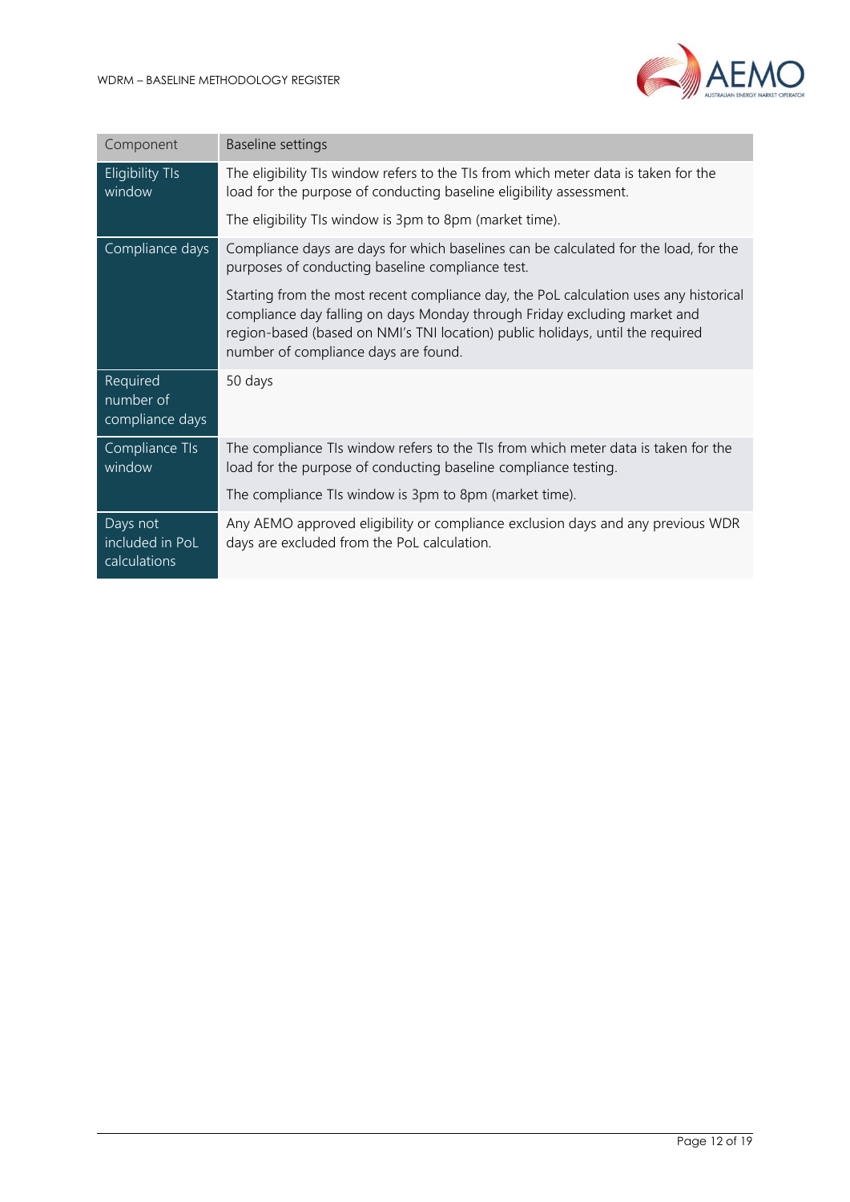| Component | Baseline settings |
| --- | --- |
| Eligibility TIs window | The eligibility TIs window refers to the TIs from which meter data is taken for the load for the purpose of conducting baseline eligibility assessment.<br><br>The eligibility TIs window is 3pm to 8pm (market time). |
| Compliance days | Compliance days are days for which baselines can be calculated for the load, for the purposes of conducting baseline compliance test.<br><br>Starting from the most recent compliance day, the PoL calculation uses any historical compliance day falling on days Monday through Friday excluding market and region-based (based on NMI's TNI location) public holidays, until the required number of compliance days are found. |
| Required number of compliance days | 50 days |
| Compliance TIs window | The compliance TIs window refers to the TIs from which meter data is taken for the load for the purpose of conducting baseline compliance testing.<br><br>The compliance TIs window is 3pm to 8pm (market time). |
| Days not included in PoL calculations | Any AEMO approved eligibility or compliance exclusion days and any previous WDR days are excluded from the PoL calculation. |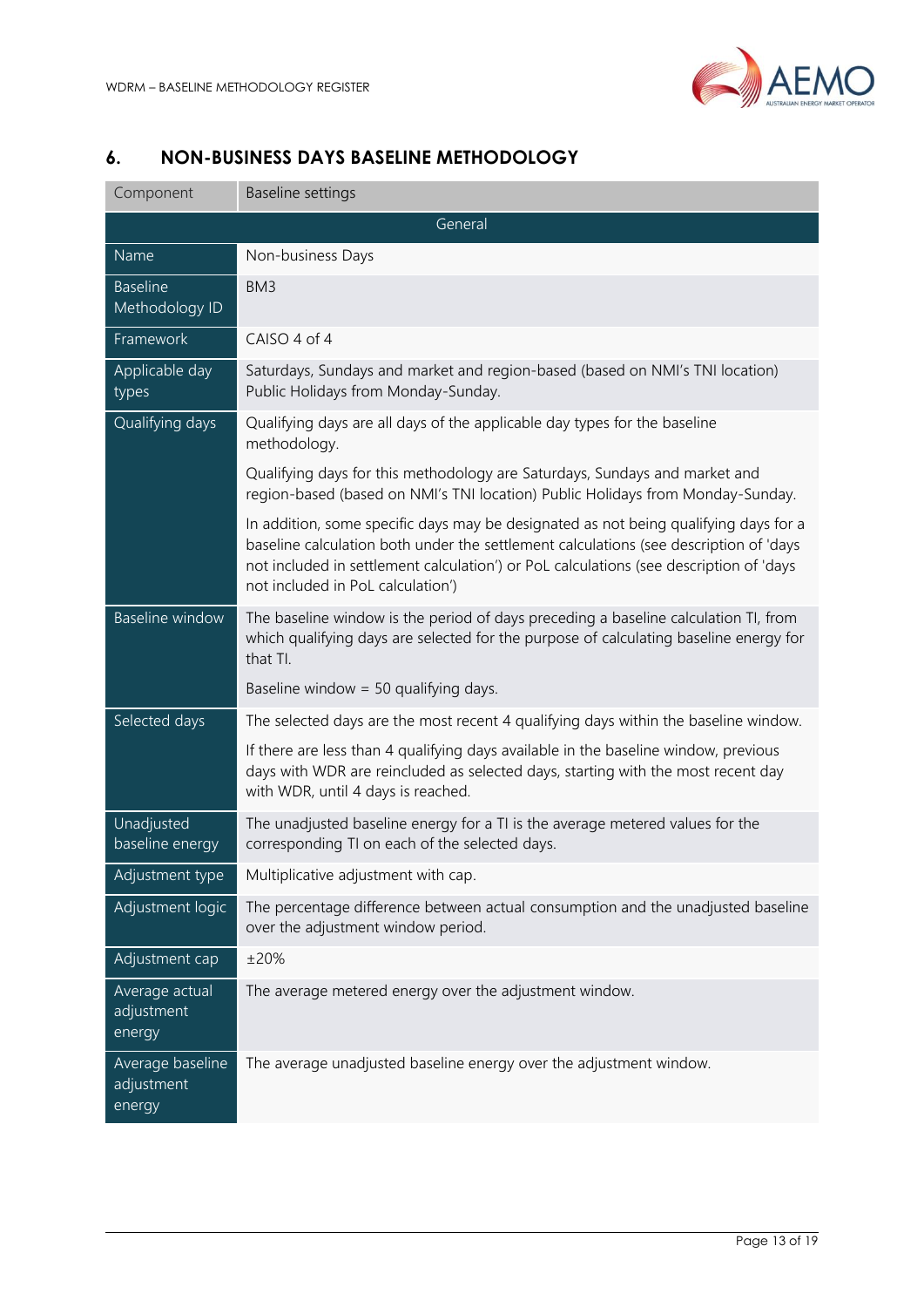## 6. NON-BUSINESS DAYS BASELINE METHODOLOGY

| Component | Baseline settings |
|---|---|
| **General** | |
| Name | Non-business Days |
| Baseline Methodology ID | BM3 |
| Framework | CAISO 4 of 4 |
| Applicable day types | Saturdays, Sundays and market and region-based (based on NMI's TNI location) Public Holidays from Monday-Sunday. |
| Qualifying days | Qualifying days are all days of the applicable day types for the baseline methodology.<br><br>Qualifying days for this methodology are Saturdays, Sundays and market and region-based (based on NMI's TNI location) Public Holidays from Monday-Sunday.<br><br>In addition, some specific days may be designated as not being qualifying days for a baseline calculation both under the settlement calculations (see description of 'days not included in settlement calculation') or PoL calculations (see description of 'days not included in PoL calculation') |
| Baseline window | The baseline window is the period of days preceding a baseline calculation TI, from which qualifying days are selected for the purpose of calculating baseline energy for that TI.<br><br>Baseline window = 50 qualifying days. |
| Selected days | The selected days are the most recent 4 qualifying days within the baseline window.<br><br>If there are less than 4 qualifying days available in the baseline window, previous days with WDR are reincluded as selected days, starting with the most recent day with WDR, until 4 days is reached. |
| Unadjusted baseline energy | The unadjusted baseline energy for a TI is the average metered values for the corresponding TI on each of the selected days. |
| Adjustment type | Multiplicative adjustment with cap. |
| Adjustment logic | The percentage difference between actual consumption and the unadjusted baseline over the adjustment window period. |
| Adjustment cap | ±20% |
| Average actual adjustment energy | The average metered energy over the adjustment window. |
| Average baseline adjustment energy | The average unadjusted baseline energy over the adjustment window. |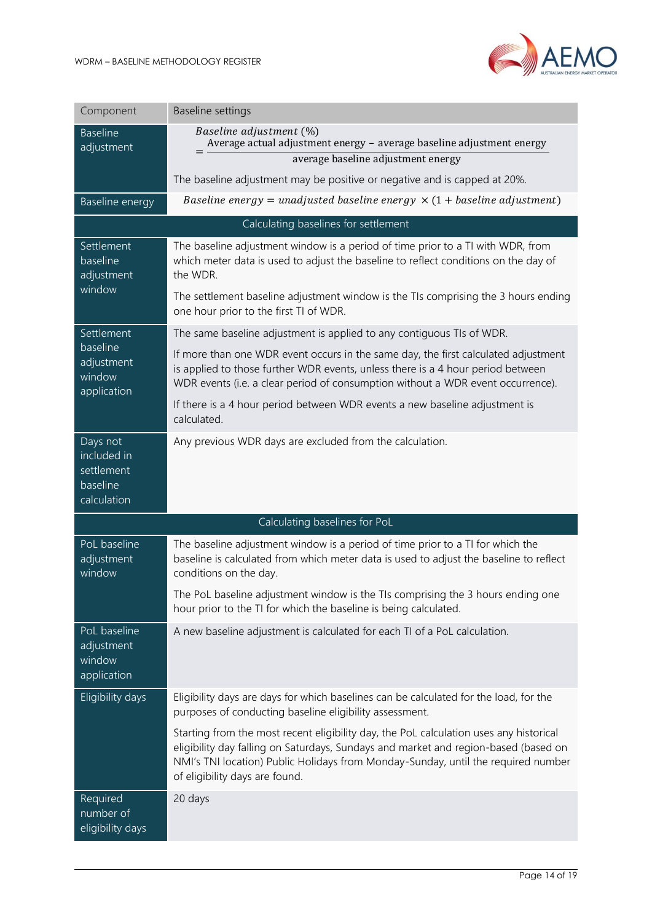| Component | Baseline settings |
| --- | --- |
| Baseline adjustment | $$\textit{Baseline adjustment}\ (\%) = \frac{\text{Average actual adjustment energy} - \text{average baseline adjustment energy}}{\text{average baseline adjustment energy}}$$ The baseline adjustment may be positive or negative and is capped at 20%. |
| Baseline energy | $$\textit{Baseline energy} = \textit{unadjusted baseline energy} \times (1 + \textit{baseline adjustment})$$ |
| **Calculating baselines for settlement** | |
| Settlement baseline adjustment window | The baseline adjustment window is a period of time prior to a TI with WDR, from which meter data is used to adjust the baseline to reflect conditions on the day of the WDR. The settlement baseline adjustment window is the TIs comprising the 3 hours ending one hour prior to the first TI of WDR. |
| Settlement baseline adjustment window application | The same baseline adjustment is applied to any contiguous TIs of WDR. If more than one WDR event occurs in the same day, the first calculated adjustment is applied to those further WDR events, unless there is a 4 hour period between WDR events (i.e. a clear period of consumption without a WDR event occurrence). If there is a 4 hour period between WDR events a new baseline adjustment is calculated. |
| Days not included in settlement baseline calculation | Any previous WDR days are excluded from the calculation. |
| **Calculating baselines for PoL** | |
| PoL baseline adjustment window | The baseline adjustment window is a period of time prior to a TI for which the baseline is calculated from which meter data is used to adjust the baseline to reflect conditions on the day. The PoL baseline adjustment window is the TIs comprising the 3 hours ending one hour prior to the TI for which the baseline is being calculated. |
| PoL baseline adjustment window application | A new baseline adjustment is calculated for each TI of a PoL calculation. |
| Eligibility days | Eligibility days are days for which baselines can be calculated for the load, for the purposes of conducting baseline eligibility assessment. Starting from the most recent eligibility day, the PoL calculation uses any historical eligibility day falling on Saturdays, Sundays and market and region-based (based on NMI's TNI location) Public Holidays from Monday-Sunday, until the required number of eligibility days are found. |
| Required number of eligibility days | 20 days |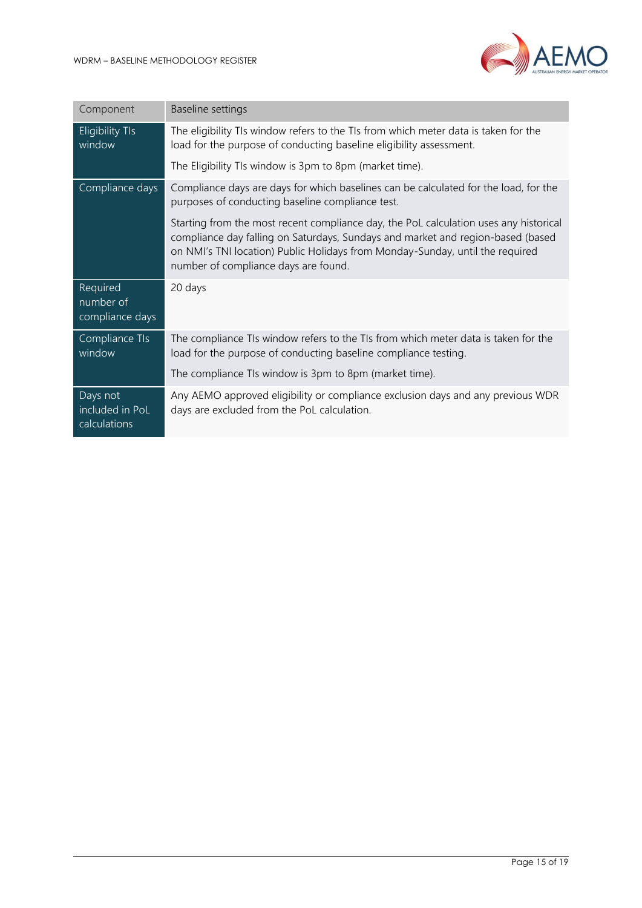| Component | Baseline settings |
|---|---|
| Eligibility TIs window | The eligibility TIs window refers to the TIs from which meter data is taken for the load for the purpose of conducting baseline eligibility assessment.<br><br>The Eligibility TIs window is 3pm to 8pm (market time). |
| Compliance days | Compliance days are days for which baselines can be calculated for the load, for the purposes of conducting baseline compliance test.<br><br>Starting from the most recent compliance day, the PoL calculation uses any historical compliance day falling on Saturdays, Sundays and market and region-based (based on NMI's TNI location) Public Holidays from Monday-Sunday, until the required number of compliance days are found. |
| Required number of compliance days | 20 days |
| Compliance TIs window | The compliance TIs window refers to the TIs from which meter data is taken for the load for the purpose of conducting baseline compliance testing.<br><br>The compliance TIs window is 3pm to 8pm (market time). |
| Days not included in PoL calculations | Any AEMO approved eligibility or compliance exclusion days and any previous WDR days are excluded from the PoL calculation. |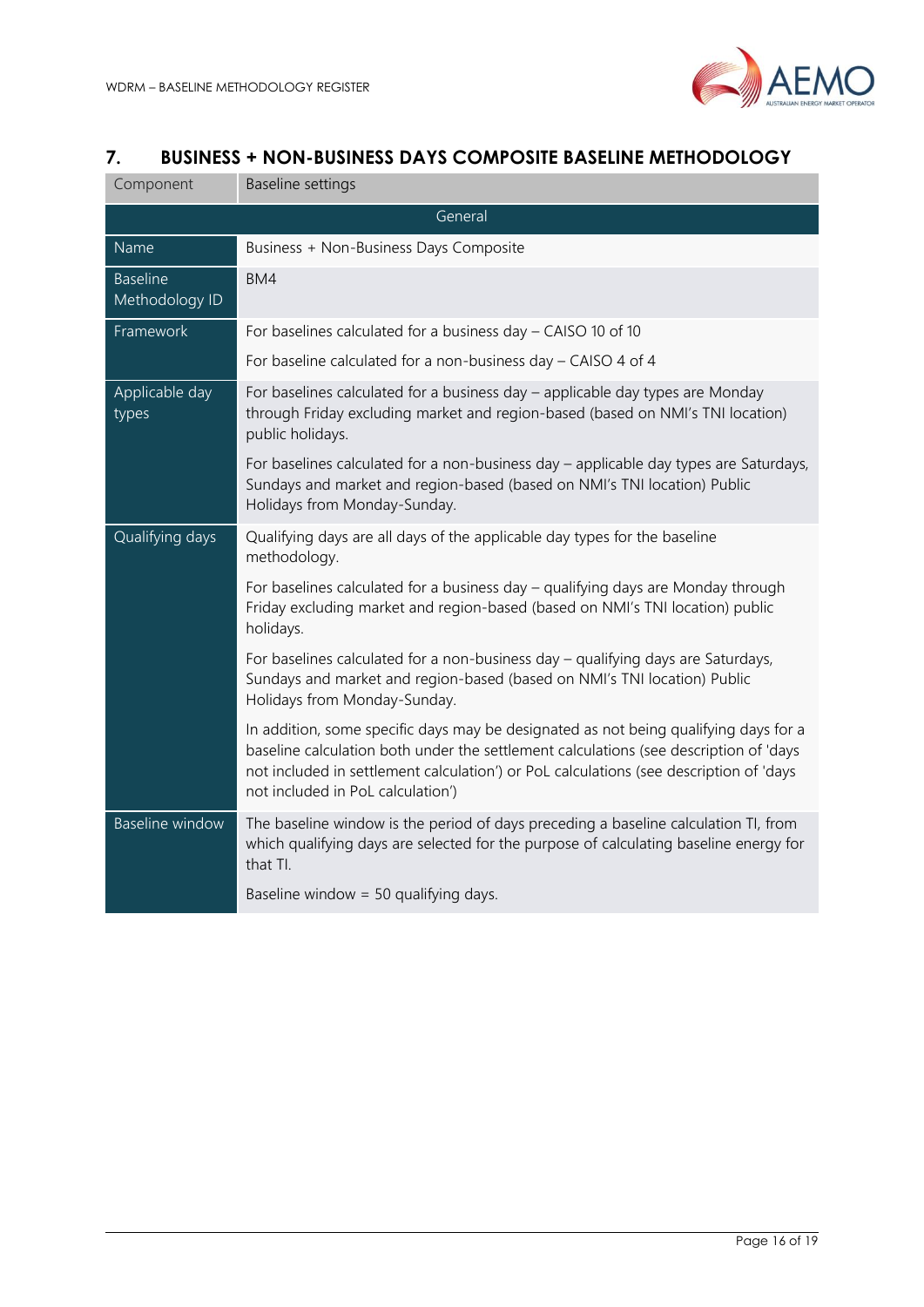## 7. BUSINESS + NON-BUSINESS DAYS COMPOSITE BASELINE METHODOLOGY

| Component | Baseline settings |
|---|---|
| **General** | |
| Name | Business + Non-Business Days Composite |
| Baseline Methodology ID | BM4 |
| Framework | For baselines calculated for a business day – CAISO 10 of 10<br><br>For baseline calculated for a non-business day – CAISO 4 of 4 |
| Applicable day types | For baselines calculated for a business day – applicable day types are Monday through Friday excluding market and region-based (based on NMI's TNI location) public holidays.<br><br>For baselines calculated for a non-business day – applicable day types are Saturdays, Sundays and market and region-based (based on NMI's TNI location) Public Holidays from Monday-Sunday. |
| Qualifying days | Qualifying days are all days of the applicable day types for the baseline methodology.<br><br>For baselines calculated for a business day – qualifying days are Monday through Friday excluding market and region-based (based on NMI's TNI location) public holidays.<br><br>For baselines calculated for a non-business day – qualifying days are Saturdays, Sundays and market and region-based (based on NMI's TNI location) Public Holidays from Monday-Sunday.<br><br>In addition, some specific days may be designated as not being qualifying days for a baseline calculation both under the settlement calculations (see description of 'days not included in settlement calculation') or PoL calculations (see description of 'days not included in PoL calculation') |
| Baseline window | The baseline window is the period of days preceding a baseline calculation TI, from which qualifying days are selected for the purpose of calculating baseline energy for that TI.<br><br>Baseline window = 50 qualifying days. |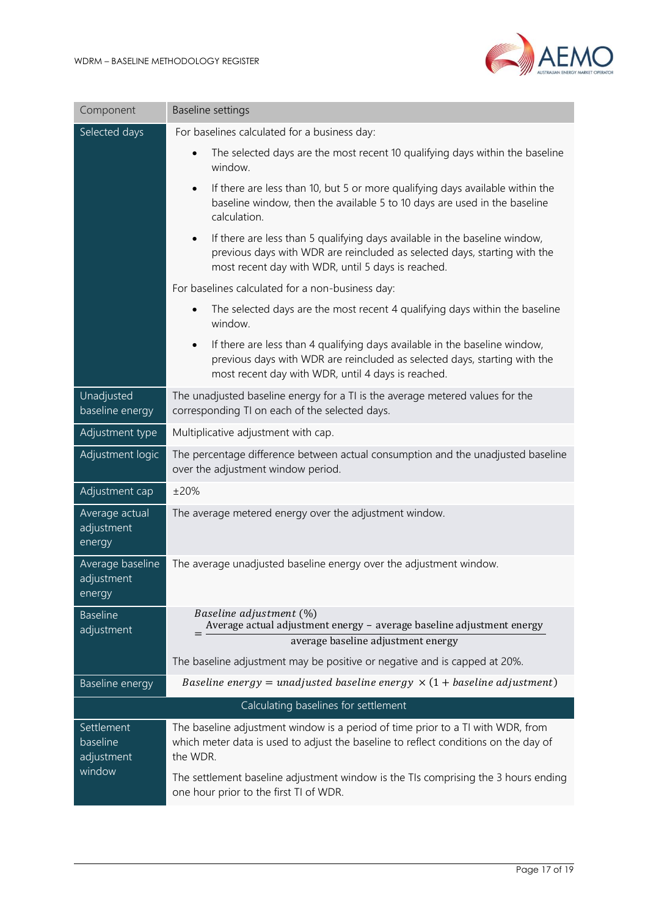| Component | Baseline settings |
|---|---|
| Selected days | For baselines calculated for a business day:<br>• The selected days are the most recent 10 qualifying days within the baseline window.<br>• If there are less than 10, but 5 or more qualifying days available within the baseline window, then the available 5 to 10 days are used in the baseline calculation.<br>• If there are less than 5 qualifying days available in the baseline window, previous days with WDR are reincluded as selected days, starting with the most recent day with WDR, until 5 days is reached.<br>For baselines calculated for a non-business day:<br>• The selected days are the most recent 4 qualifying days within the baseline window.<br>• If there are less than 4 qualifying days available in the baseline window, previous days with WDR are reincluded as selected days, starting with the most recent day with WDR, until 4 days is reached. |
| Unadjusted baseline energy | The unadjusted baseline energy for a TI is the average metered values for the corresponding TI on each of the selected days. |
| Adjustment type | Multiplicative adjustment with cap. |
| Adjustment logic | The percentage difference between actual consumption and the unadjusted baseline over the adjustment window period. |
| Adjustment cap | ±20% |
| Average actual adjustment energy | The average metered energy over the adjustment window. |
| Average baseline adjustment energy | The average unadjusted baseline energy over the adjustment window. |
| Baseline adjustment | $Baseline\ adjustment\ (\%) = \frac{\text{Average actual adjustment energy} - \text{average baseline adjustment energy}}{\text{average baseline adjustment energy}}$<br>The baseline adjustment may be positive or negative and is capped at 20%. |
| Baseline energy | $Baseline\ energy = unadjusted\ baseline\ energy \times (1 + baseline\ adjustment)$ |
| **Calculating baselines for settlement** | |
| Settlement baseline adjustment window | The baseline adjustment window is a period of time prior to a TI with WDR, from which meter data is used to adjust the baseline to reflect conditions on the day of the WDR.<br>The settlement baseline adjustment window is the TIs comprising the 3 hours ending one hour prior to the first TI of WDR. |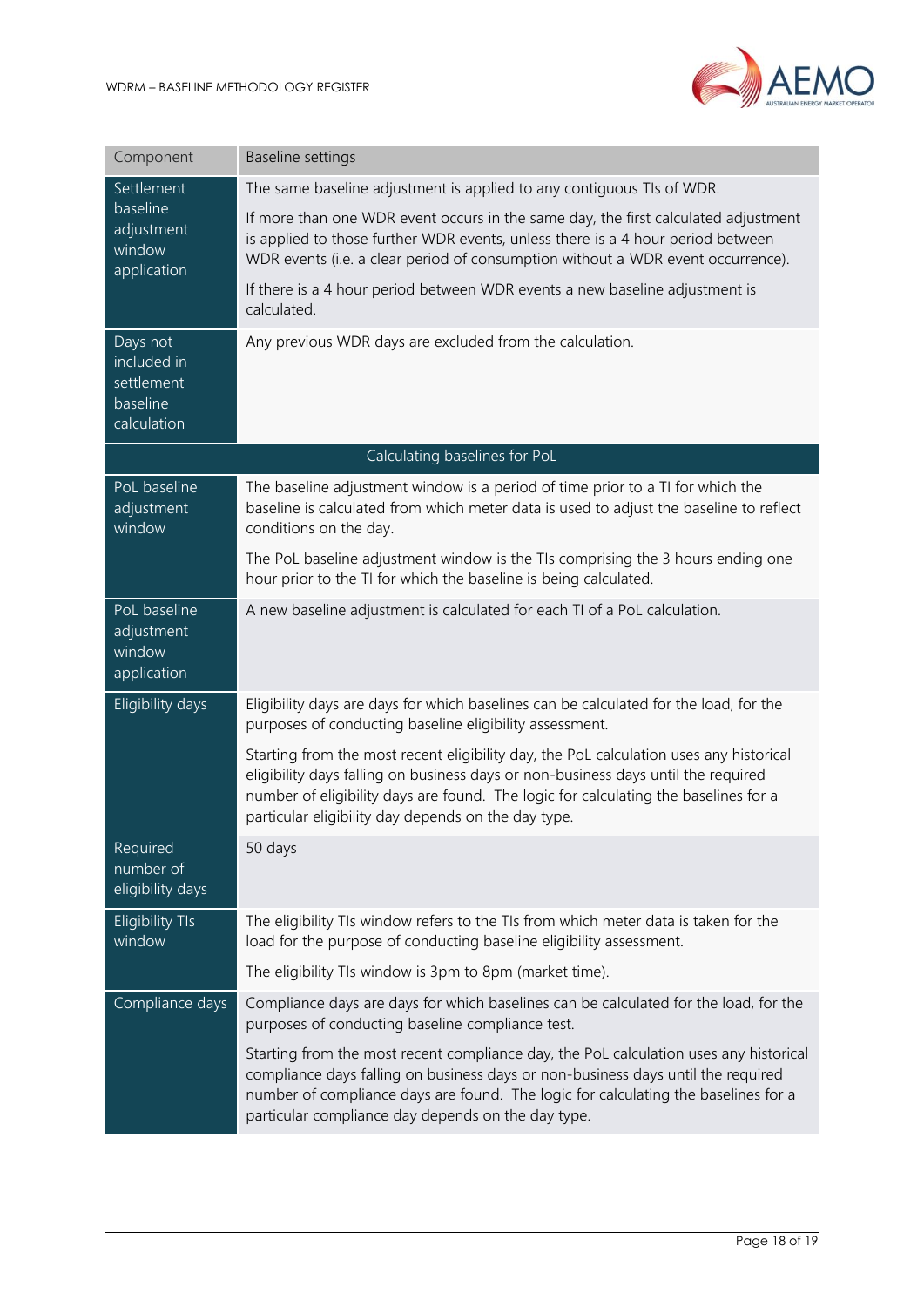| Component | Baseline settings |
| --- | --- |
| Settlement baseline adjustment window application | The same baseline adjustment is applied to any contiguous TIs of WDR.<br><br>If more than one WDR event occurs in the same day, the first calculated adjustment is applied to those further WDR events, unless there is a 4 hour period between WDR events (i.e. a clear period of consumption without a WDR event occurrence).<br><br>If there is a 4 hour period between WDR events a new baseline adjustment is calculated. |
| Days not included in settlement baseline calculation | Any previous WDR days are excluded from the calculation. |
| **Calculating baselines for PoL** | |
| PoL baseline adjustment window | The baseline adjustment window is a period of time prior to a TI for which the baseline is calculated from which meter data is used to adjust the baseline to reflect conditions on the day.<br><br>The PoL baseline adjustment window is the TIs comprising the 3 hours ending one hour prior to the TI for which the baseline is being calculated. |
| PoL baseline adjustment window application | A new baseline adjustment is calculated for each TI of a PoL calculation. |
| Eligibility days | Eligibility days are days for which baselines can be calculated for the load, for the purposes of conducting baseline eligibility assessment.<br><br>Starting from the most recent eligibility day, the PoL calculation uses any historical eligibility days falling on business days or non-business days until the required number of eligibility days are found. The logic for calculating the baselines for a particular eligibility day depends on the day type. |
| Required number of eligibility days | 50 days |
| Eligibility TIs window | The eligibility TIs window refers to the TIs from which meter data is taken for the load for the purpose of conducting baseline eligibility assessment.<br><br>The eligibility TIs window is 3pm to 8pm (market time). |
| Compliance days | Compliance days are days for which baselines can be calculated for the load, for the purposes of conducting baseline compliance test.<br><br>Starting from the most recent compliance day, the PoL calculation uses any historical compliance days falling on business days or non-business days until the required number of compliance days are found. The logic for calculating the baselines for a particular compliance day depends on the day type. |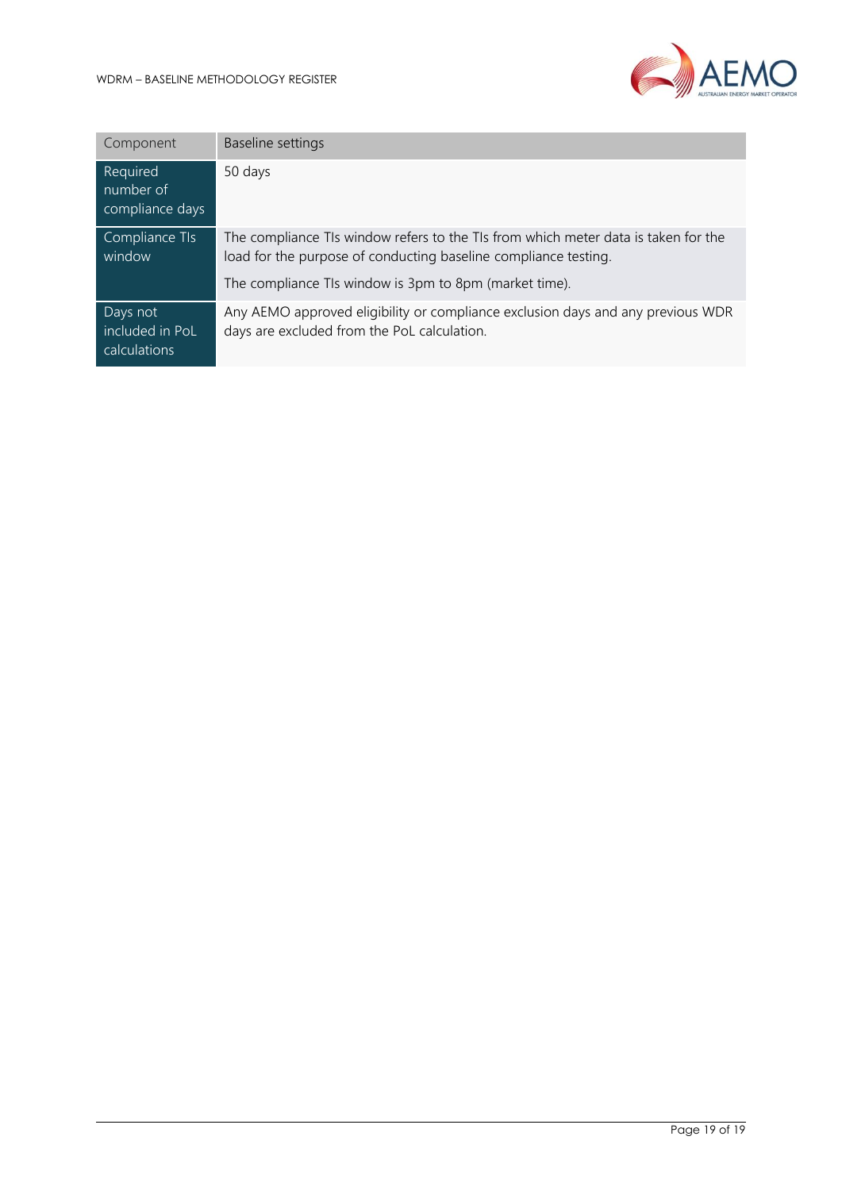| Component | Baseline settings |
| --- | --- |
| Required number of compliance days | 50 days |
| Compliance TIs window | The compliance TIs window refers to the TIs from which meter data is taken for the load for the purpose of conducting baseline compliance testing.<br><br>The compliance TIs window is 3pm to 8pm (market time). |
| Days not included in PoL calculations | Any AEMO approved eligibility or compliance exclusion days and any previous WDR days are excluded from the PoL calculation. |